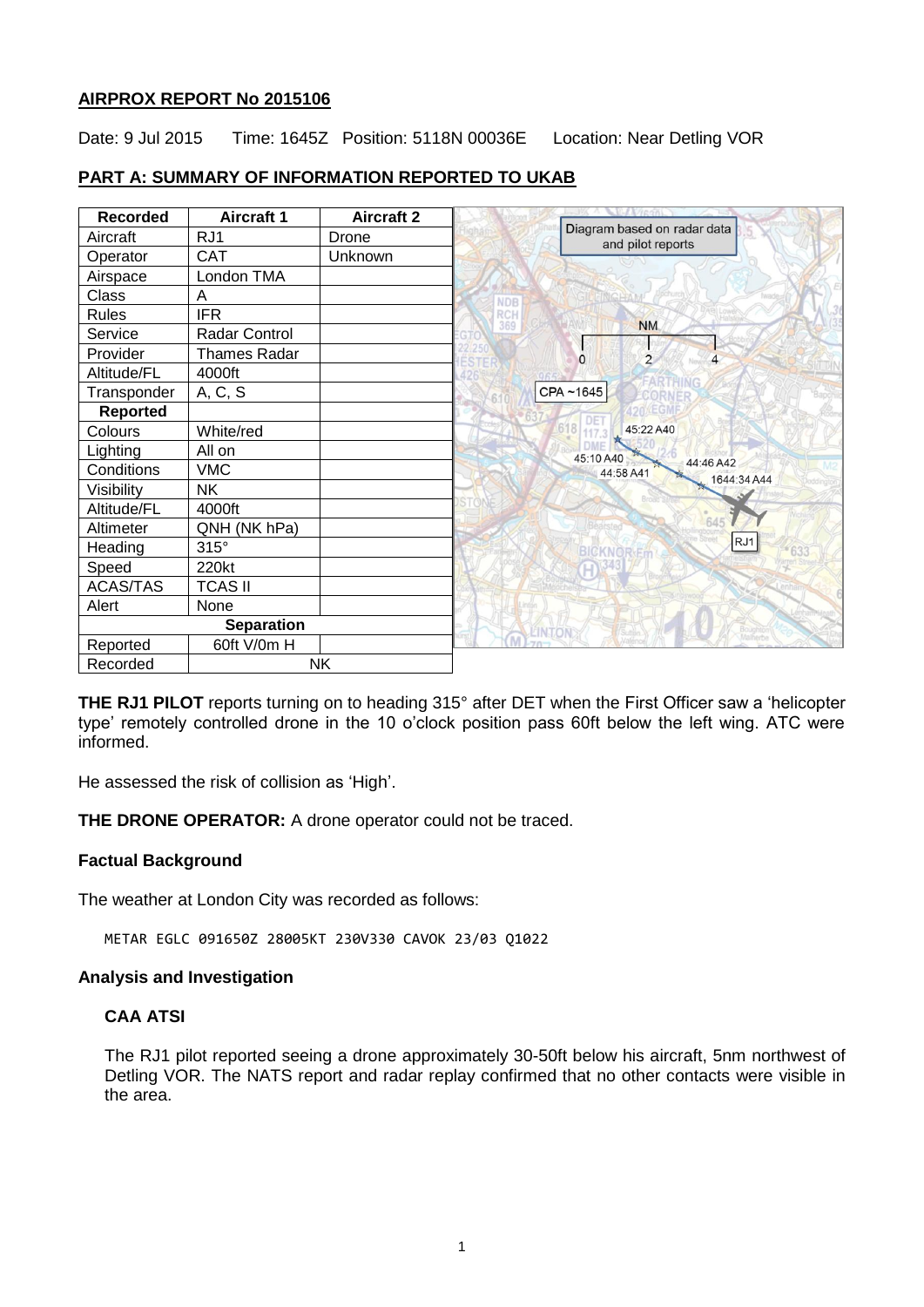## AIRPROX REPORT No 2015106

Date: 9 Jul 2015 Time: 1645Z Position: 5118N 00036E Location: Near Detling VOR

## PART A: SUMMARY OF INFORMATION REPORTED TO UKAB

| Recorded | Aircraft 1 | Aircraft 2 |
|---|---|---|
| Aircraft | RJ1 | Drone |
| Operator | CAT | Unknown |
| Airspace | London TMA | |
| Class | A | |
| Rules | IFR | |
| Service | Radar Control | |
| Provider | Thames Radar | |
| Altitude/FL | 4000ft | |
| Transponder | A, C, S | |
| **Reported** | | |
| Colours | White/red | |
| Lighting | All on | |
| Conditions | VMC | |
| Visibility | NK | |
| Altitude/FL | 4000ft | |
| Altimeter | QNH (NK hPa) | |
| Heading | 315° | |
| Speed | 220kt | |
| ACAS/TAS | TCAS II | |
| Alert | None | |
| **Separation** | | |
| Reported | 60ft V/0m H | |
| Recorded | NK | |

Diagram based on radar data and pilot reports

**THE RJ1 PILOT** reports turning on to heading 315° after DET when the First Officer saw a 'helicopter type' remotely controlled drone in the 10 o'clock position pass 60ft below the left wing. ATC were informed.

He assessed the risk of collision as 'High'.

**THE DRONE OPERATOR:** A drone operator could not be traced.

### Factual Background

The weather at London City was recorded as follows:

```
METAR EGLC 091650Z 28005KT 230V330 CAVOK 23/03 Q1022
```

### Analysis and Investigation

#### CAA ATSI

The RJ1 pilot reported seeing a drone approximately 30-50ft below his aircraft, 5nm northwest of Detling VOR. The NATS report and radar replay confirmed that no other contacts were visible in the area.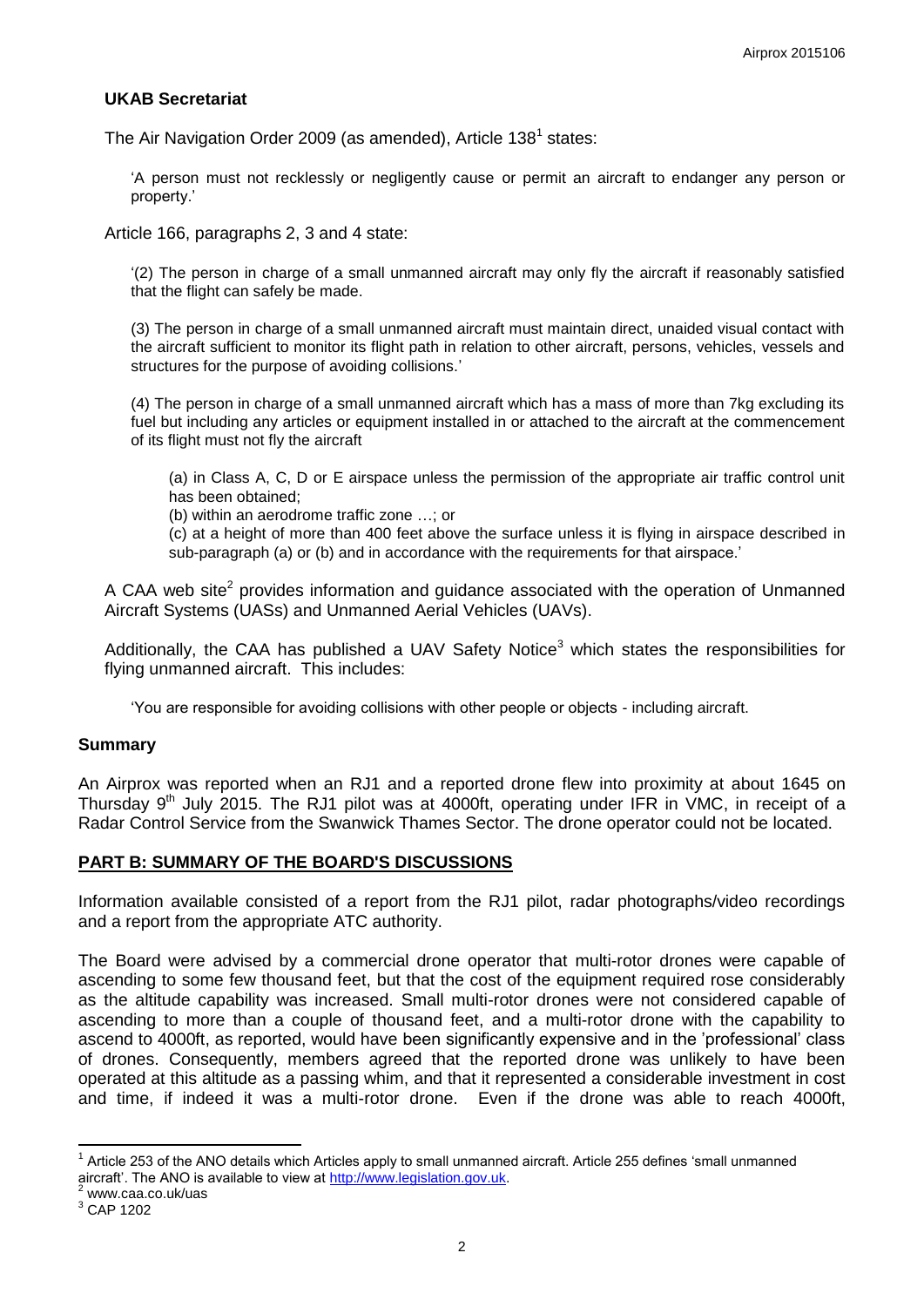## UKAB Secretariat

The Air Navigation Order 2009 (as amended), Article 138[1] states:

> 'A person must not recklessly or negligently cause or permit an aircraft to endanger any person or property.'

Article 166, paragraphs 2, 3 and 4 state:

> '(2) The person in charge of a small unmanned aircraft may only fly the aircraft if reasonably satisfied that the flight can safely be made.
>
> (3) The person in charge of a small unmanned aircraft must maintain direct, unaided visual contact with the aircraft sufficient to monitor its flight path in relation to other aircraft, persons, vehicles, vessels and structures for the purpose of avoiding collisions.'
>
> (4) The person in charge of a small unmanned aircraft which has a mass of more than 7kg excluding its fuel but including any articles or equipment installed in or attached to the aircraft at the commencement of its flight must not fly the aircraft
>
> (a) in Class A, C, D or E airspace unless the permission of the appropriate air traffic control unit has been obtained;
>
> (b) within an aerodrome traffic zone …; or
>
> (c) at a height of more than 400 feet above the surface unless it is flying in airspace described in sub-paragraph (a) or (b) and in accordance with the requirements for that airspace.'

A CAA web site[2] provides information and guidance associated with the operation of Unmanned Aircraft Systems (UASs) and Unmanned Aerial Vehicles (UAVs).

Additionally, the CAA has published a UAV Safety Notice[3] which states the responsibilities for flying unmanned aircraft. This includes:

> 'You are responsible for avoiding collisions with other people or objects - including aircraft.

## Summary

An Airprox was reported when an RJ1 and a reported drone flew into proximity at about 1645 on Thursday 9th July 2015. The RJ1 pilot was at 4000ft, operating under IFR in VMC, in receipt of a Radar Control Service from the Swanwick Thames Sector. The drone operator could not be located.

## PART B: SUMMARY OF THE BOARD'S DISCUSSIONS

Information available consisted of a report from the RJ1 pilot, radar photographs/video recordings and a report from the appropriate ATC authority.

The Board were advised by a commercial drone operator that multi-rotor drones were capable of ascending to some few thousand feet, but that the cost of the equipment required rose considerably as the altitude capability was increased. Small multi-rotor drones were not considered capable of ascending to more than a couple of thousand feet, and a multi-rotor drone with the capability to ascend to 4000ft, as reported, would have been significantly expensive and in the 'professional' class of drones. Consequently, members agreed that the reported drone was unlikely to have been operated at this altitude as a passing whim, and that it represented a considerable investment in cost and time, if indeed it was a multi-rotor drone. Even if the drone was able to reach 4000ft,

---

[1] Article 253 of the ANO details which Articles apply to small unmanned aircraft. Article 255 defines 'small unmanned aircraft'. The ANO is available to view at http://www.legislation.gov.uk.

[2] www.caa.co.uk/uas

[3] CAP 1202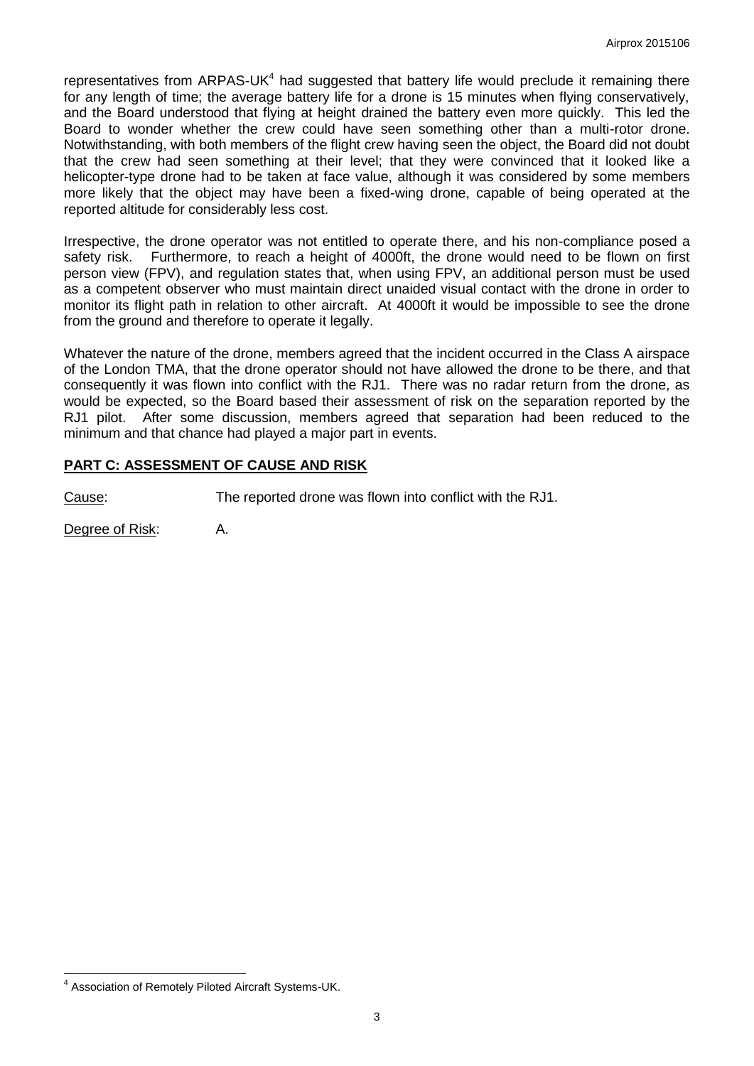representatives from ARPAS-UK[4] had suggested that battery life would preclude it remaining there for any length of time; the average battery life for a drone is 15 minutes when flying conservatively, and the Board understood that flying at height drained the battery even more quickly. This led the Board to wonder whether the crew could have seen something other than a multi-rotor drone. Notwithstanding, with both members of the flight crew having seen the object, the Board did not doubt that the crew had seen something at their level; that they were convinced that it looked like a helicopter-type drone had to be taken at face value, although it was considered by some members more likely that the object may have been a fixed-wing drone, capable of being operated at the reported altitude for considerably less cost.

Irrespective, the drone operator was not entitled to operate there, and his non-compliance posed a safety risk. Furthermore, to reach a height of 4000ft, the drone would need to be flown on first person view (FPV), and regulation states that, when using FPV, an additional person must be used as a competent observer who must maintain direct unaided visual contact with the drone in order to monitor its flight path in relation to other aircraft. At 4000ft it would be impossible to see the drone from the ground and therefore to operate it legally.

Whatever the nature of the drone, members agreed that the incident occurred in the Class A airspace of the London TMA, that the drone operator should not have allowed the drone to be there, and that consequently it was flown into conflict with the RJ1. There was no radar return from the drone, as would be expected, so the Board based their assessment of risk on the separation reported by the RJ1 pilot. After some discussion, members agreed that separation had been reduced to the minimum and that chance had played a major part in events.

## PART C: ASSESSMENT OF CAUSE AND RISK

Cause: The reported drone was flown into conflict with the RJ1.

Degree of Risk: A.

[4] Association of Remotely Piloted Aircraft Systems-UK.